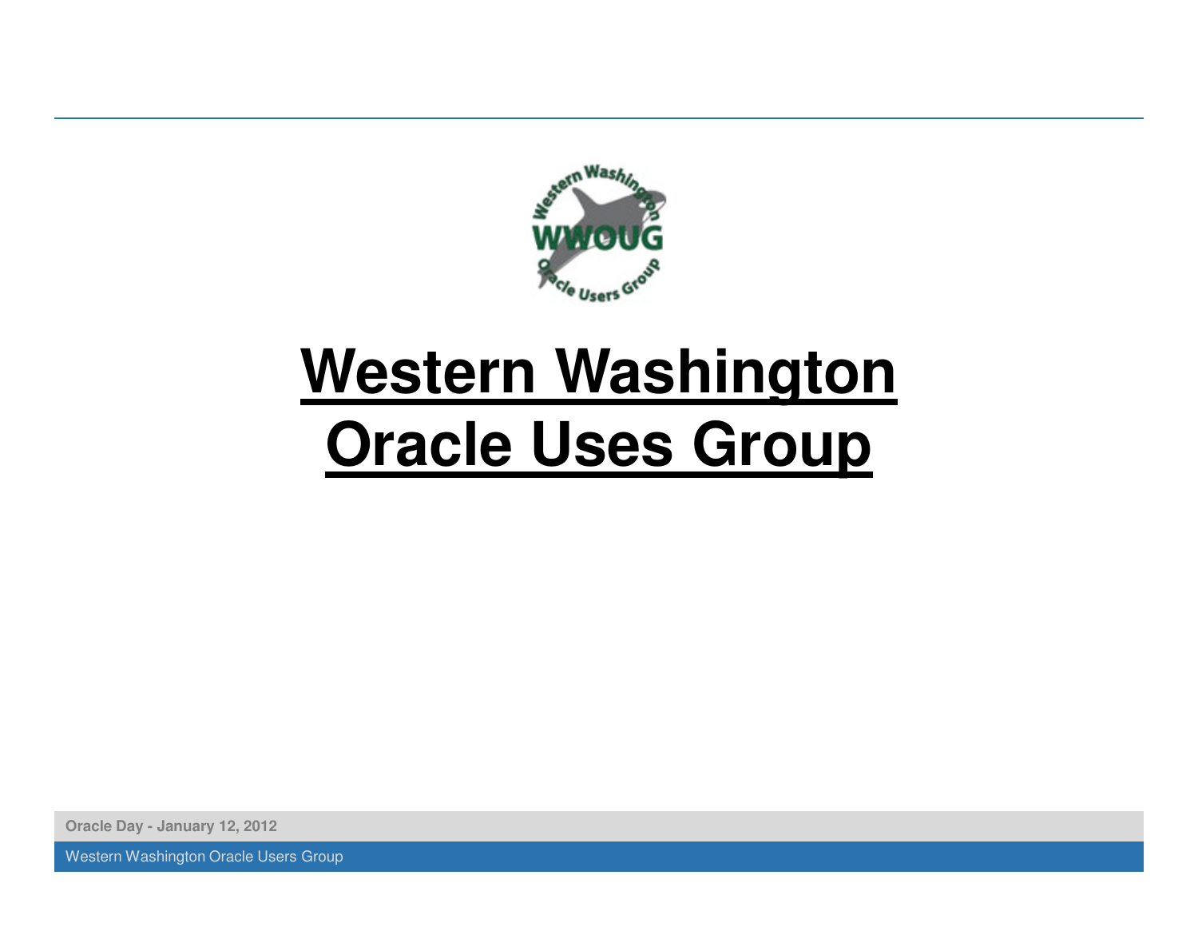# Western Washington Oracle Uses Group

Oracle Day - January 12, 2012

Western Washington Oracle Users Group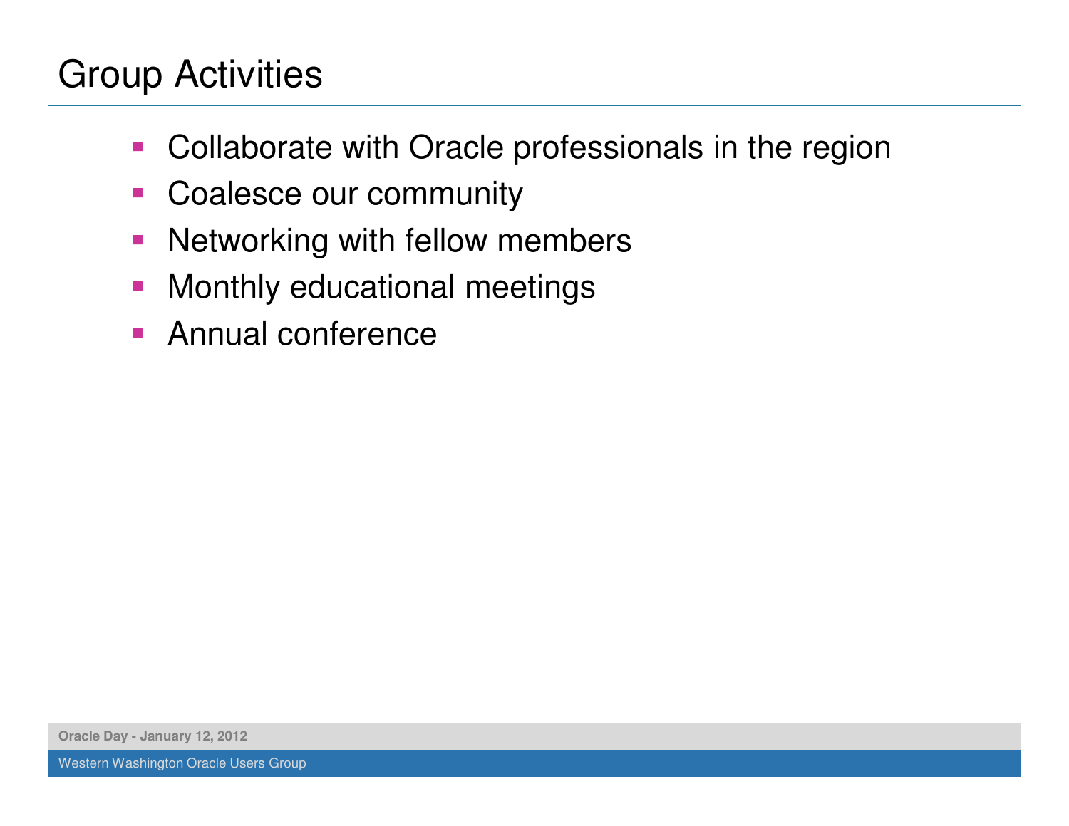# Group Activities

- Collaborate with Oracle professionals in the region
- Coalesce our community
- Networking with fellow members
- Monthly educational meetings
- Annual conference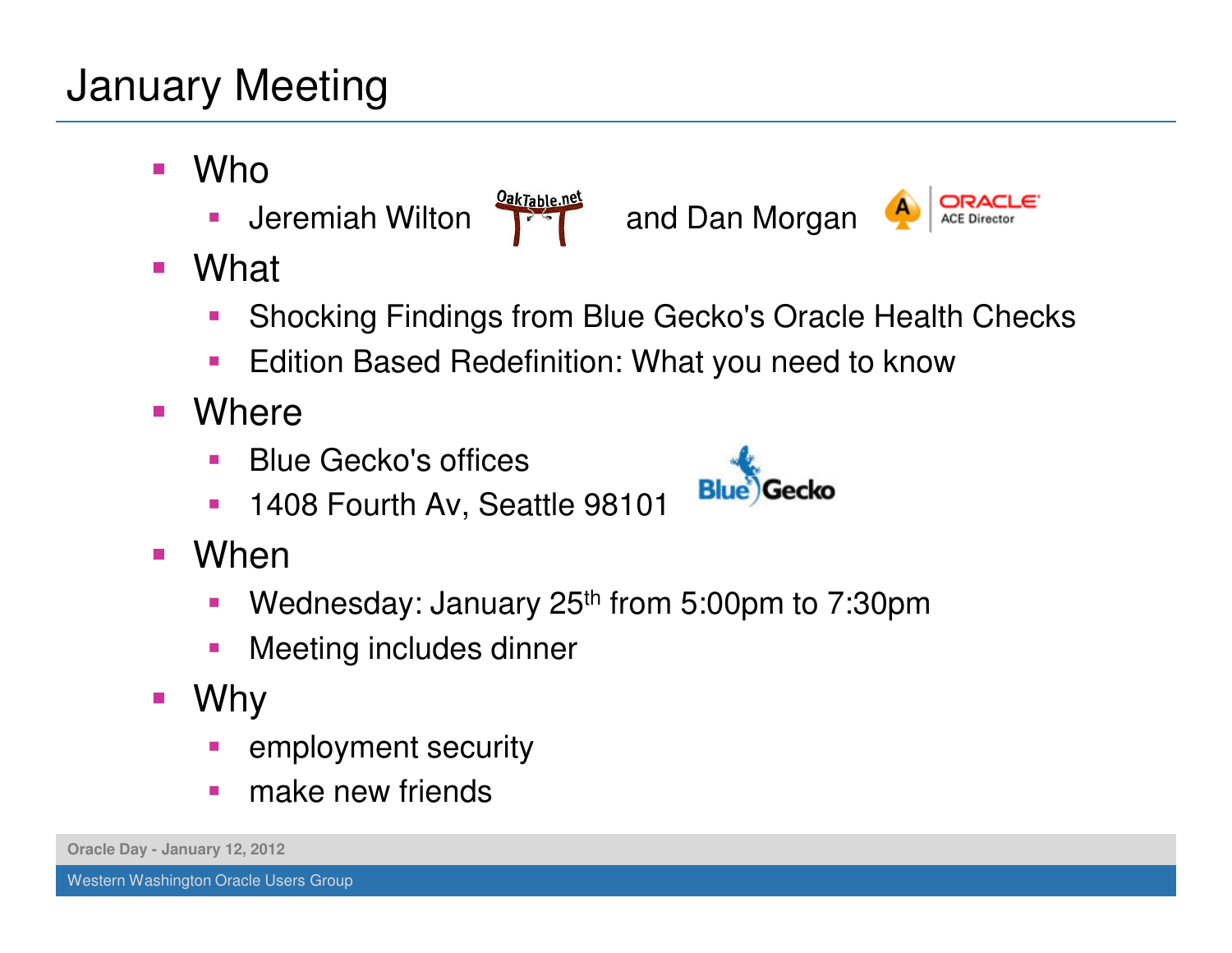# January Meeting

- Who
  - Jeremiah Wilton and Dan Morgan
- What
  - Shocking Findings from Blue Gecko's Oracle Health Checks
  - Edition Based Redefinition: What you need to know
- Where
  - Blue Gecko's offices
  - 1408 Fourth Av, Seattle 98101
- When
  - Wednesday: January 25th from 5:00pm to 7:30pm
  - Meeting includes dinner
- Why
  - employment security
  - make new friends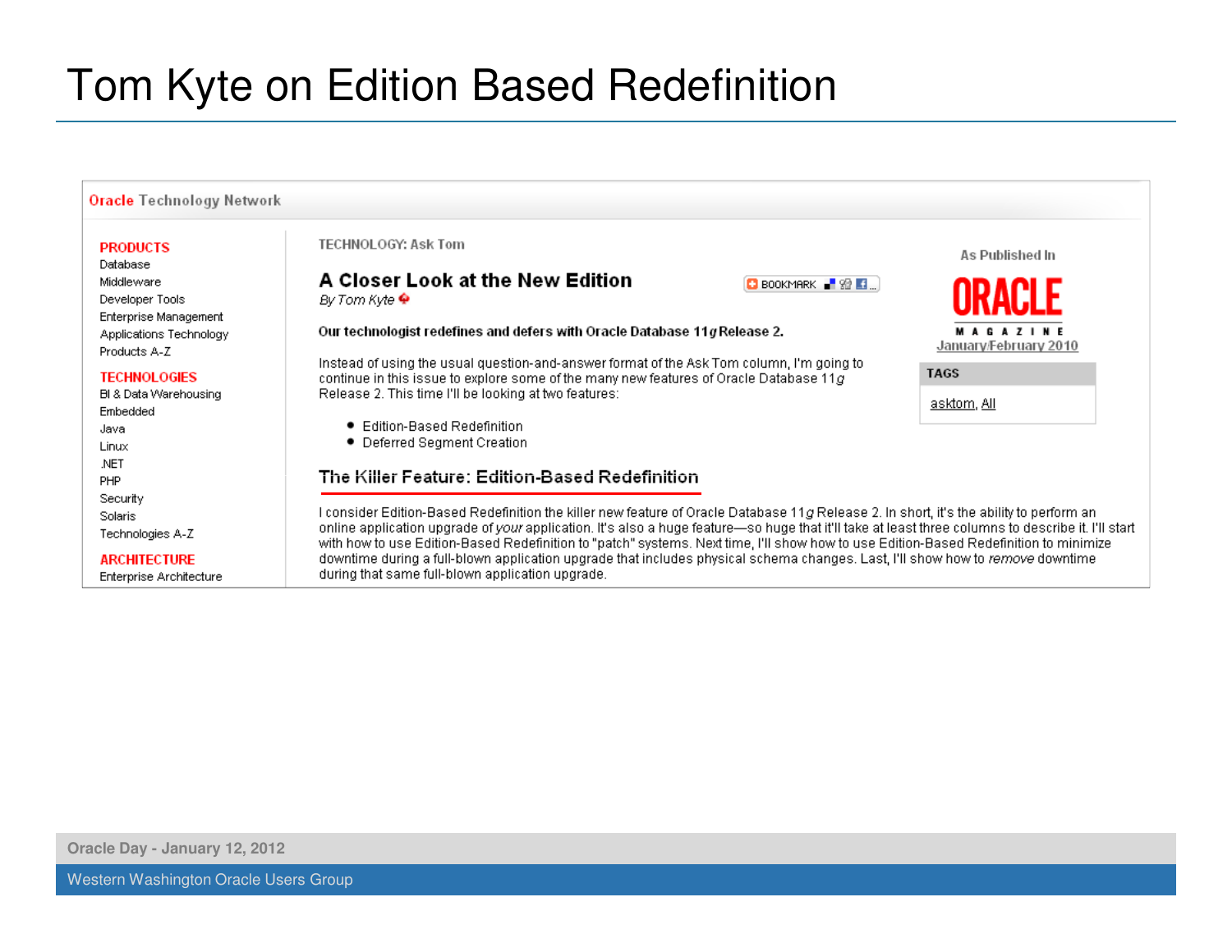# Tom Kyte on Edition Based Redefinition

Oracle Technology Network

**PRODUCTS**
- Database
- Middleware
- Developer Tools
- Enterprise Management
- Applications Technology
- Products A-Z

**TECHNOLOGIES**
- BI & Data Warehousing
- Embedded
- Java
- Linux
- .NET
- PHP
- Security
- Solaris
- Technologies A-Z

**ARCHITECTURE**
- Enterprise Architecture

TECHNOLOGY: Ask Tom

## A Closer Look at the New Edition

*By Tom Kyte*

BOOKMARK

**Our technologist redefines and defers with Oracle Database 11*g* Release 2.**

Instead of using the usual question-and-answer format of the Ask Tom column, I'm going to continue in this issue to explore some of the many new features of Oracle Database 11*g* Release 2. This time I'll be looking at two features:

- Edition-Based Redefinition
- Deferred Segment Creation

### The Killer Feature: Edition-Based Redefinition

I consider Edition-Based Redefinition the killer new feature of Oracle Database 11*g* Release 2. In short, it's the ability to perform an online application upgrade of *your* application. It's also a huge feature—so huge that it'll take at least three columns to describe it. I'll start with how to use Edition-Based Redefinition to "patch" systems. Next time, I'll show how to use Edition-Based Redefinition to minimize downtime during a full-blown application upgrade that includes physical schema changes. Last, I'll show how to *remove* downtime during that same full-blown application upgrade.

As Published In

ORACLE MAGAZINE
January/February 2010

**TAGS**

asktom, All

Oracle Day - January 12, 2012

Western Washington Oracle Users Group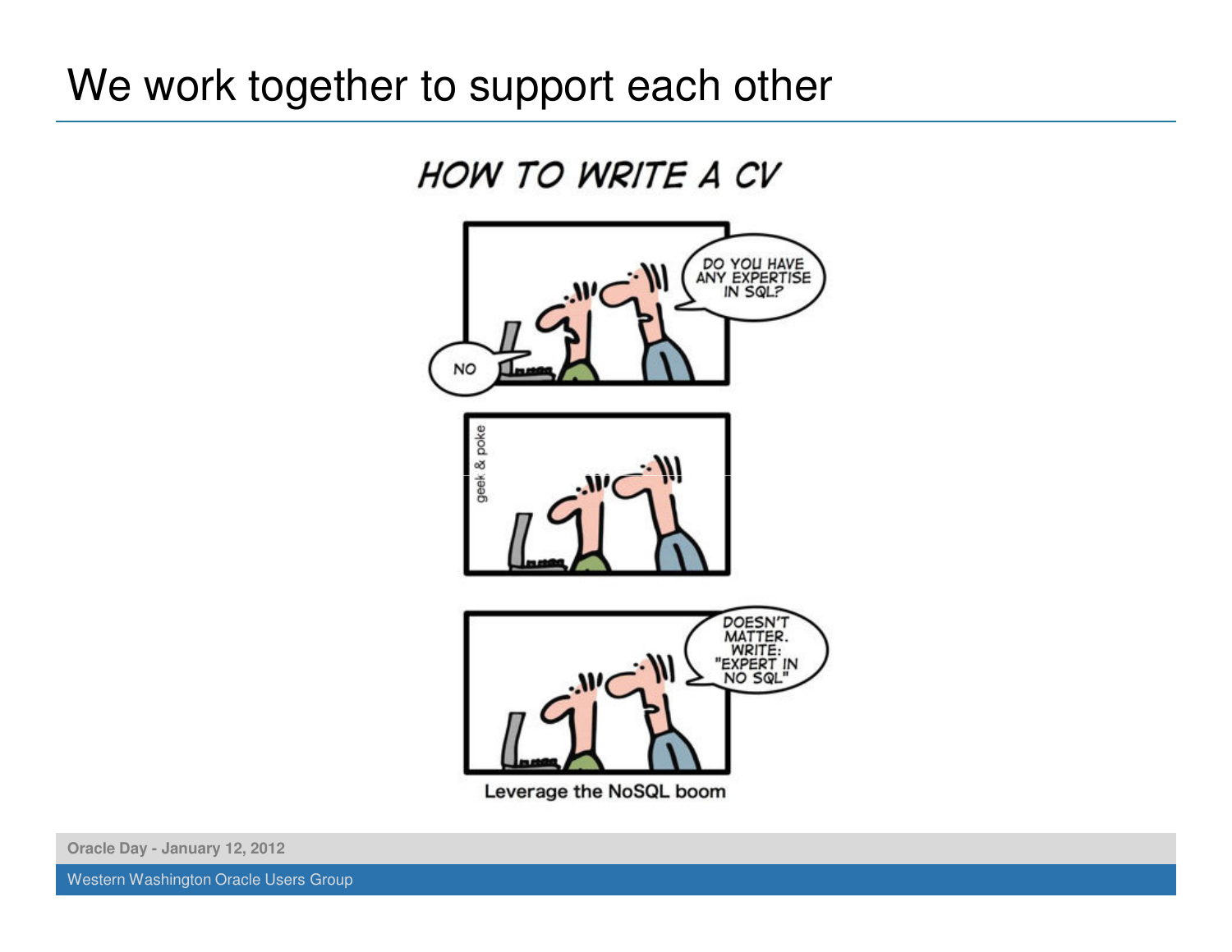# We work together to support each other

HOW TO WRITE A CV

NO

DO YOU HAVE ANY EXPERTISE IN SQL?

geek & poke

DOESN'T MATTER. WRITE: "EXPERT IN NO SQL"

Leverage the NoSQL boom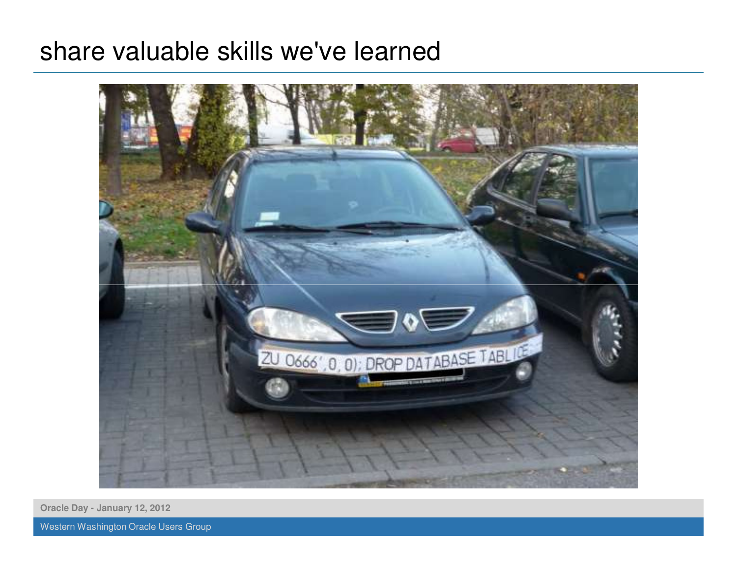# share valuable skills we've learned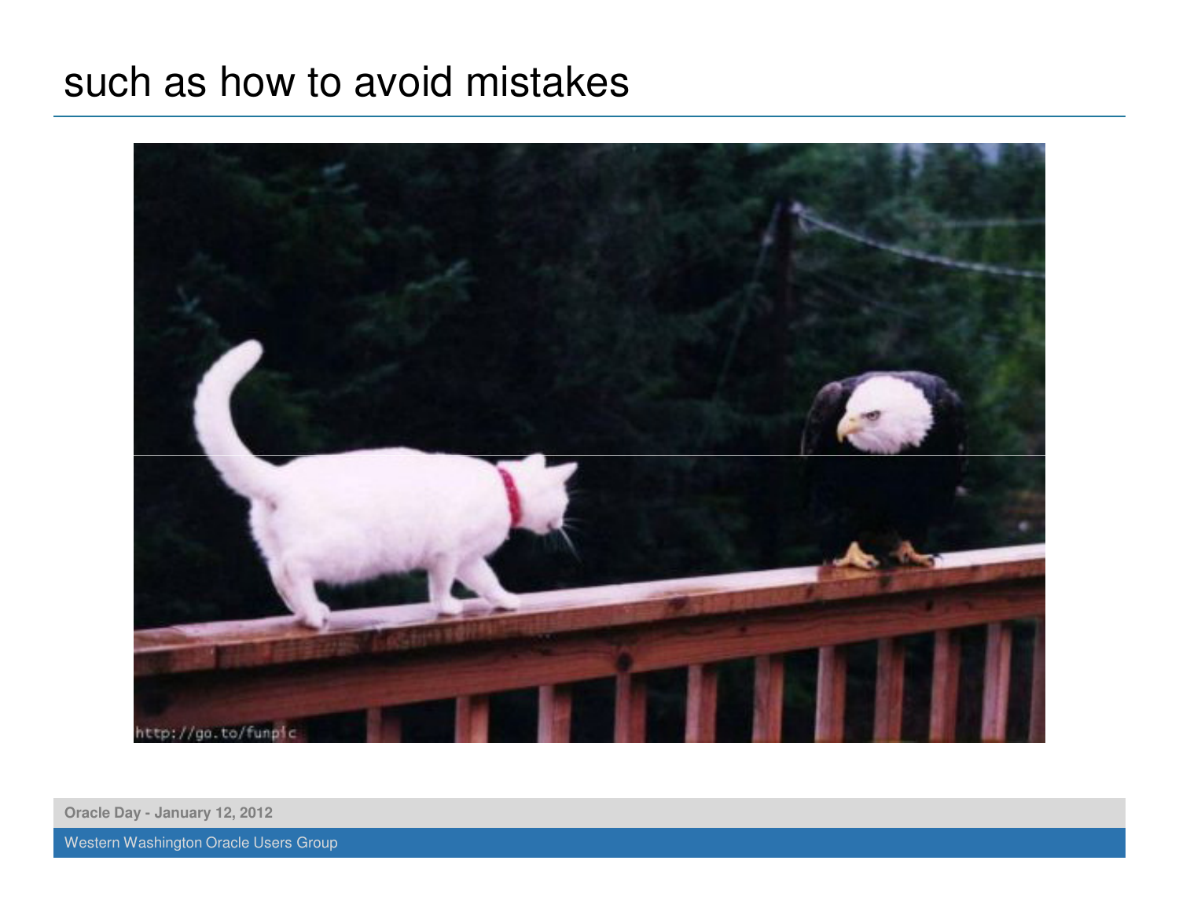# such as how to avoid mistakes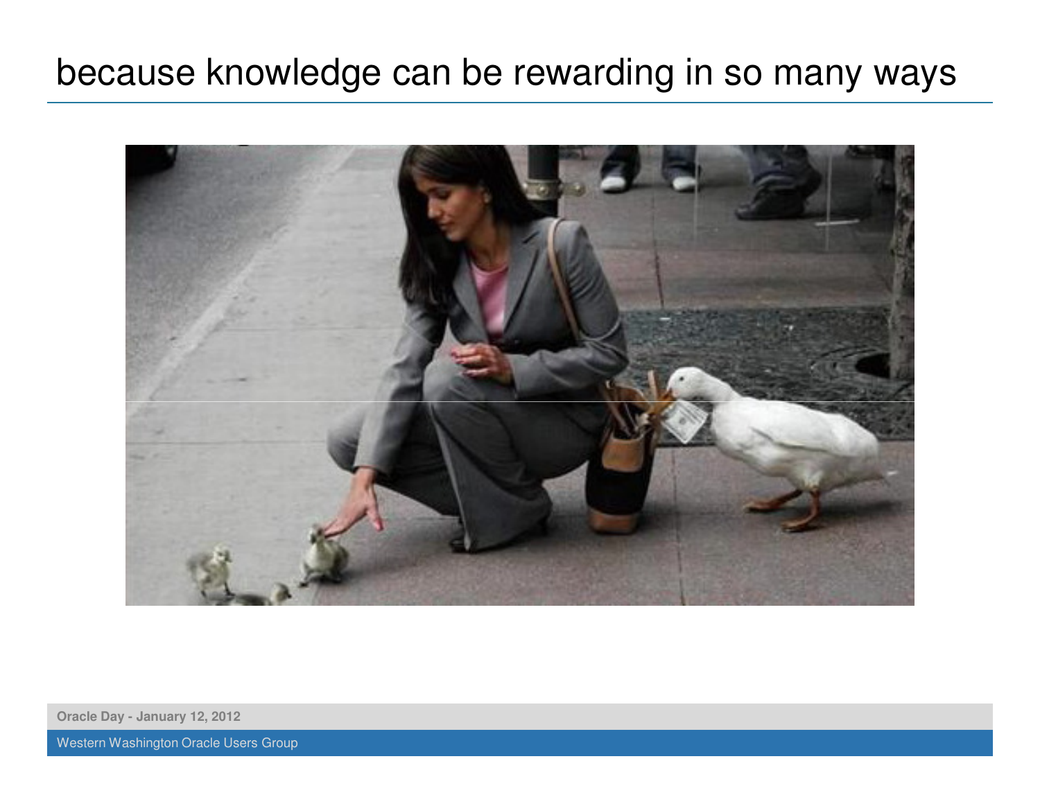# because knowledge can be rewarding in so many ways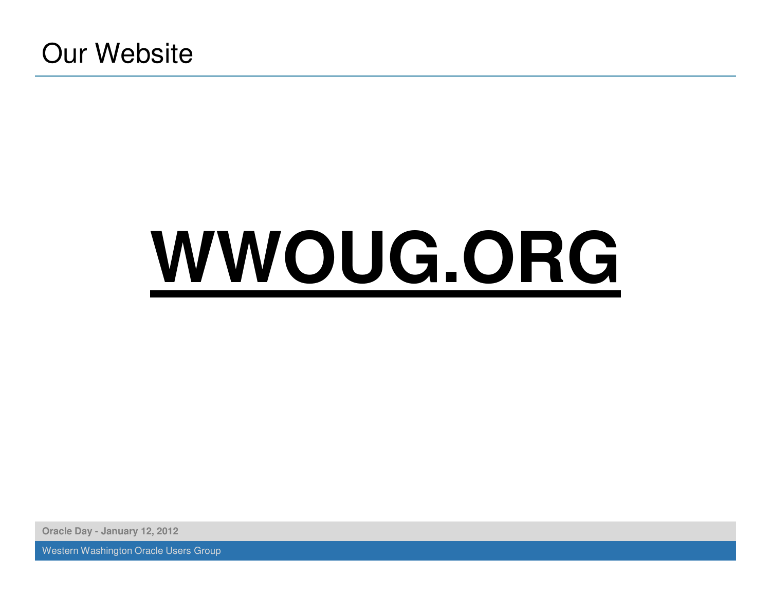# Our Website

**WWOUG.ORG**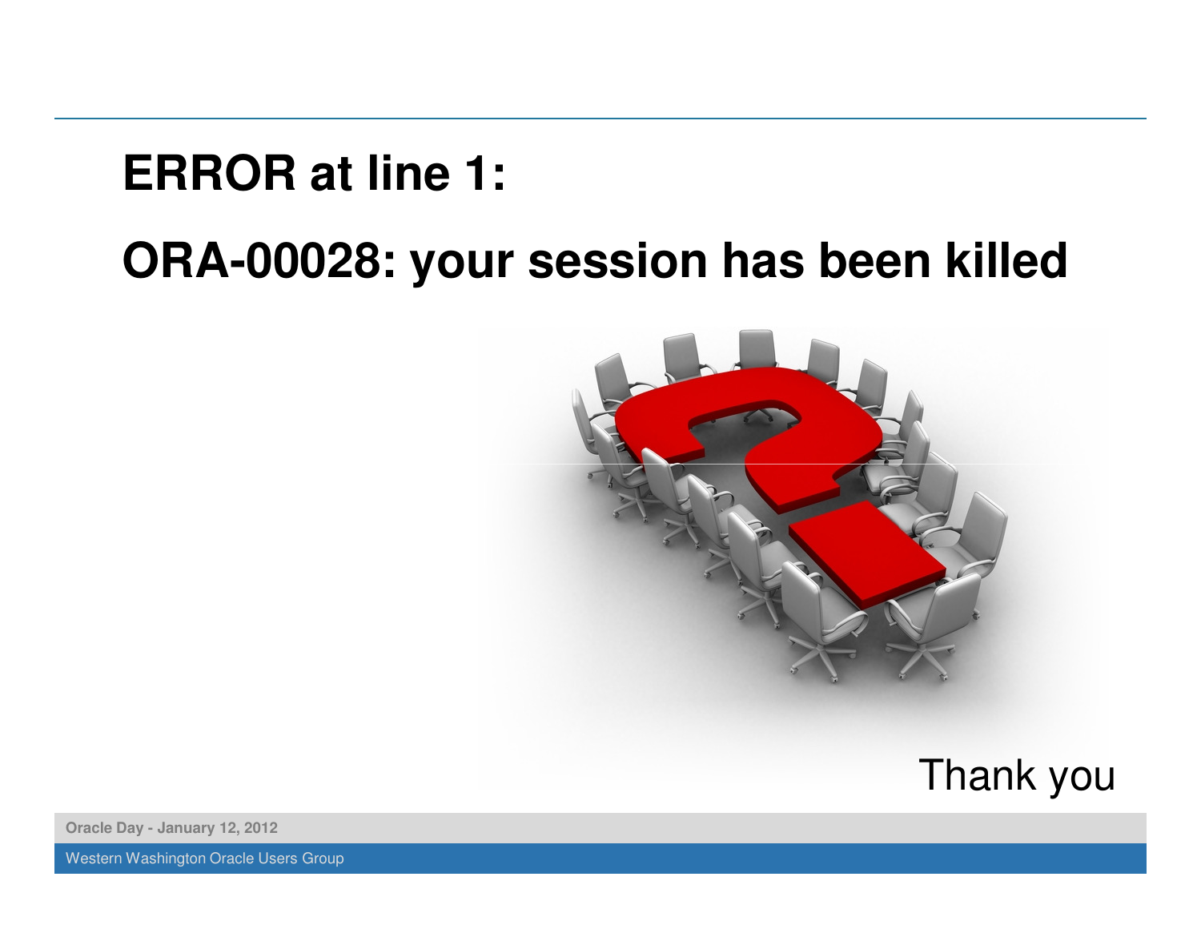# ERROR at line 1:

# ORA-00028: your session has been killed

Thank you